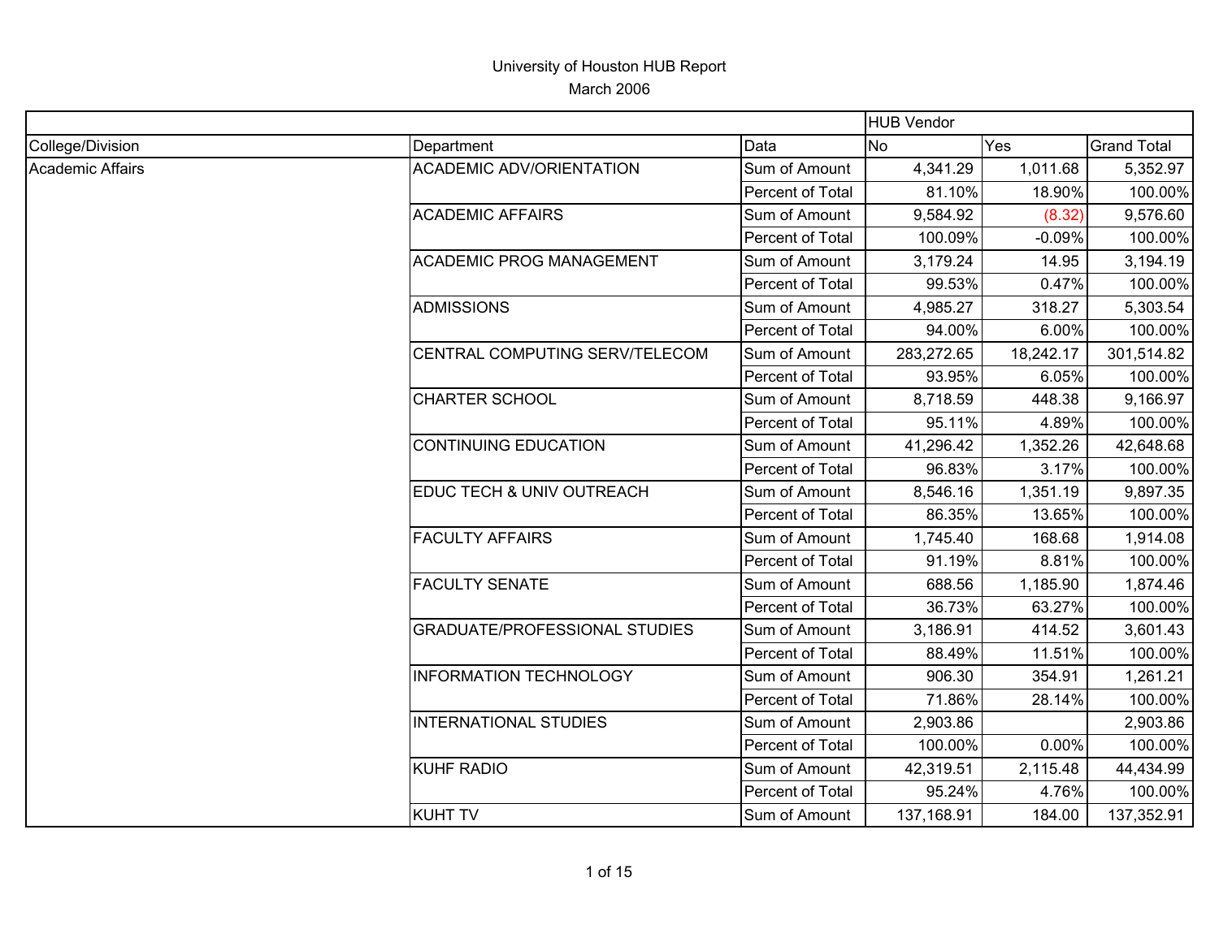# University of Houston HUB Report

March 2006

| College/Division | Department | Data | HUB Vendor No | Yes | Grand Total |
|---|---|---|---|---|---|
| Academic Affairs | ACADEMIC ADV/ORIENTATION | Sum of Amount | 4,341.29 | 1,011.68 | 5,352.97 |
| | | Percent of Total | 81.10% | 18.90% | 100.00% |
| | ACADEMIC AFFAIRS | Sum of Amount | 9,584.92 | (8.32) | 9,576.60 |
| | | Percent of Total | 100.09% | -0.09% | 100.00% |
| | ACADEMIC PROG MANAGEMENT | Sum of Amount | 3,179.24 | 14.95 | 3,194.19 |
| | | Percent of Total | 99.53% | 0.47% | 100.00% |
| | ADMISSIONS | Sum of Amount | 4,985.27 | 318.27 | 5,303.54 |
| | | Percent of Total | 94.00% | 6.00% | 100.00% |
| | CENTRAL COMPUTING SERV/TELECOM | Sum of Amount | 283,272.65 | 18,242.17 | 301,514.82 |
| | | Percent of Total | 93.95% | 6.05% | 100.00% |
| | CHARTER SCHOOL | Sum of Amount | 8,718.59 | 448.38 | 9,166.97 |
| | | Percent of Total | 95.11% | 4.89% | 100.00% |
| | CONTINUING EDUCATION | Sum of Amount | 41,296.42 | 1,352.26 | 42,648.68 |
| | | Percent of Total | 96.83% | 3.17% | 100.00% |
| | EDUC TECH & UNIV OUTREACH | Sum of Amount | 8,546.16 | 1,351.19 | 9,897.35 |
| | | Percent of Total | 86.35% | 13.65% | 100.00% |
| | FACULTY AFFAIRS | Sum of Amount | 1,745.40 | 168.68 | 1,914.08 |
| | | Percent of Total | 91.19% | 8.81% | 100.00% |
| | FACULTY SENATE | Sum of Amount | 688.56 | 1,185.90 | 1,874.46 |
| | | Percent of Total | 36.73% | 63.27% | 100.00% |
| | GRADUATE/PROFESSIONAL STUDIES | Sum of Amount | 3,186.91 | 414.52 | 3,601.43 |
| | | Percent of Total | 88.49% | 11.51% | 100.00% |
| | INFORMATION TECHNOLOGY | Sum of Amount | 906.30 | 354.91 | 1,261.21 |
| | | Percent of Total | 71.86% | 28.14% | 100.00% |
| | INTERNATIONAL STUDIES | Sum of Amount | 2,903.86 | | 2,903.86 |
| | | Percent of Total | 100.00% | 0.00% | 100.00% |
| | KUHF RADIO | Sum of Amount | 42,319.51 | 2,115.48 | 44,434.99 |
| | | Percent of Total | 95.24% | 4.76% | 100.00% |
| | KUHT TV | Sum of Amount | 137,168.91 | 184.00 | 137,352.91 |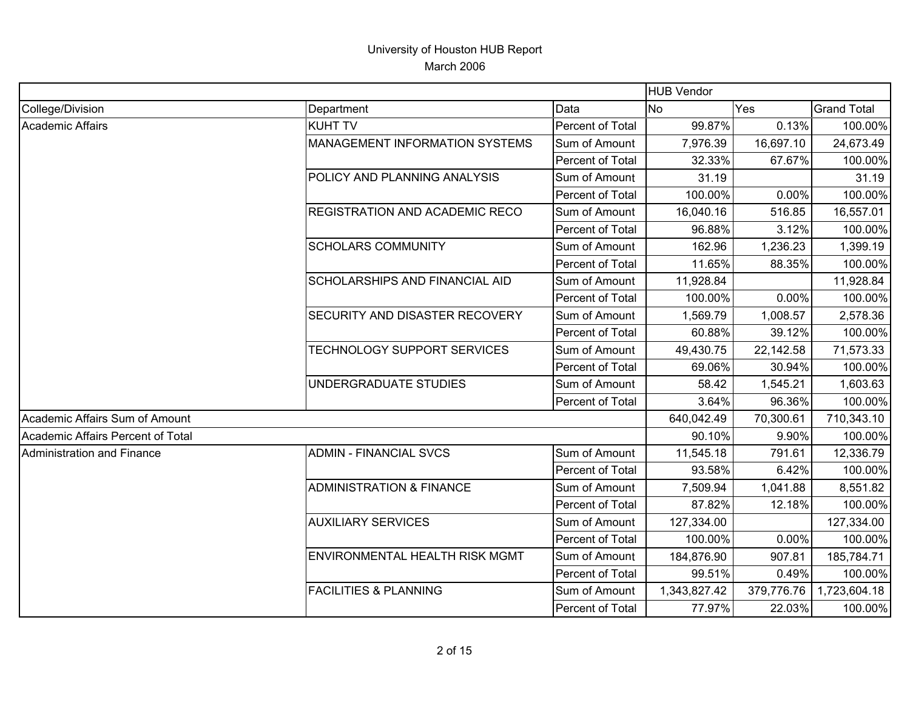# University of Houston HUB Report

March 2006

| | | | HUB Vendor | | |
|---|---|---|---|---|---|
| College/Division | Department | Data | No | Yes | Grand Total |
| Academic Affairs | KUHT TV | Percent of Total | 99.87% | 0.13% | 100.00% |
| | MANAGEMENT INFORMATION SYSTEMS | Sum of Amount | 7,976.39 | 16,697.10 | 24,673.49 |
| | | Percent of Total | 32.33% | 67.67% | 100.00% |
| | POLICY AND PLANNING ANALYSIS | Sum of Amount | 31.19 | | 31.19 |
| | | Percent of Total | 100.00% | 0.00% | 100.00% |
| | REGISTRATION AND ACADEMIC RECO | Sum of Amount | 16,040.16 | 516.85 | 16,557.01 |
| | | Percent of Total | 96.88% | 3.12% | 100.00% |
| | SCHOLARS COMMUNITY | Sum of Amount | 162.96 | 1,236.23 | 1,399.19 |
| | | Percent of Total | 11.65% | 88.35% | 100.00% |
| | SCHOLARSHIPS AND FINANCIAL AID | Sum of Amount | 11,928.84 | | 11,928.84 |
| | | Percent of Total | 100.00% | 0.00% | 100.00% |
| | SECURITY AND DISASTER RECOVERY | Sum of Amount | 1,569.79 | 1,008.57 | 2,578.36 |
| | | Percent of Total | 60.88% | 39.12% | 100.00% |
| | TECHNOLOGY SUPPORT SERVICES | Sum of Amount | 49,430.75 | 22,142.58 | 71,573.33 |
| | | Percent of Total | 69.06% | 30.94% | 100.00% |
| | UNDERGRADUATE STUDIES | Sum of Amount | 58.42 | 1,545.21 | 1,603.63 |
| | | Percent of Total | 3.64% | 96.36% | 100.00% |
| Academic Affairs Sum of Amount | | | 640,042.49 | 70,300.61 | 710,343.10 |
| Academic Affairs Percent of Total | | | 90.10% | 9.90% | 100.00% |
| Administration and Finance | ADMIN - FINANCIAL SVCS | Sum of Amount | 11,545.18 | 791.61 | 12,336.79 |
| | | Percent of Total | 93.58% | 6.42% | 100.00% |
| | ADMINISTRATION & FINANCE | Sum of Amount | 7,509.94 | 1,041.88 | 8,551.82 |
| | | Percent of Total | 87.82% | 12.18% | 100.00% |
| | AUXILIARY SERVICES | Sum of Amount | 127,334.00 | | 127,334.00 |
| | | Percent of Total | 100.00% | 0.00% | 100.00% |
| | ENVIRONMENTAL HEALTH RISK MGMT | Sum of Amount | 184,876.90 | 907.81 | 185,784.71 |
| | | Percent of Total | 99.51% | 0.49% | 100.00% |
| | FACILITIES & PLANNING | Sum of Amount | 1,343,827.42 | 379,776.76 | 1,723,604.18 |
| | | Percent of Total | 77.97% | 22.03% | 100.00% |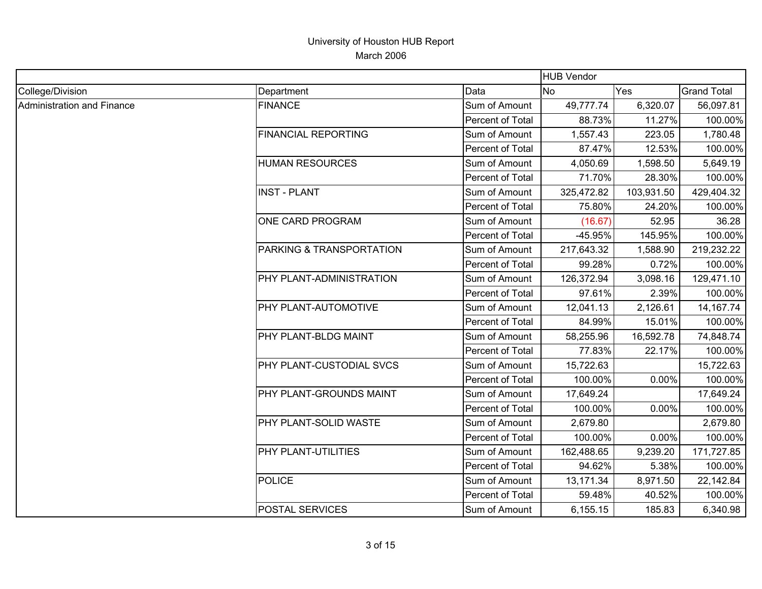University of Houston HUB Report

March 2006

| | | | HUB Vendor | | |
|---|---|---|---|---|---|
| College/Division | Department | Data | No | Yes | Grand Total |
| Administration and Finance | FINANCE | Sum of Amount | 49,777.74 | 6,320.07 | 56,097.81 |
| | | Percent of Total | 88.73% | 11.27% | 100.00% |
| | FINANCIAL REPORTING | Sum of Amount | 1,557.43 | 223.05 | 1,780.48 |
| | | Percent of Total | 87.47% | 12.53% | 100.00% |
| | HUMAN RESOURCES | Sum of Amount | 4,050.69 | 1,598.50 | 5,649.19 |
| | | Percent of Total | 71.70% | 28.30% | 100.00% |
| | INST - PLANT | Sum of Amount | 325,472.82 | 103,931.50 | 429,404.32 |
| | | Percent of Total | 75.80% | 24.20% | 100.00% |
| | ONE CARD PROGRAM | Sum of Amount | (16.67) | 52.95 | 36.28 |
| | | Percent of Total | -45.95% | 145.95% | 100.00% |
| | PARKING & TRANSPORTATION | Sum of Amount | 217,643.32 | 1,588.90 | 219,232.22 |
| | | Percent of Total | 99.28% | 0.72% | 100.00% |
| | PHY PLANT-ADMINISTRATION | Sum of Amount | 126,372.94 | 3,098.16 | 129,471.10 |
| | | Percent of Total | 97.61% | 2.39% | 100.00% |
| | PHY PLANT-AUTOMOTIVE | Sum of Amount | 12,041.13 | 2,126.61 | 14,167.74 |
| | | Percent of Total | 84.99% | 15.01% | 100.00% |
| | PHY PLANT-BLDG MAINT | Sum of Amount | 58,255.96 | 16,592.78 | 74,848.74 |
| | | Percent of Total | 77.83% | 22.17% | 100.00% |
| | PHY PLANT-CUSTODIAL SVCS | Sum of Amount | 15,722.63 | | 15,722.63 |
| | | Percent of Total | 100.00% | 0.00% | 100.00% |
| | PHY PLANT-GROUNDS MAINT | Sum of Amount | 17,649.24 | | 17,649.24 |
| | | Percent of Total | 100.00% | 0.00% | 100.00% |
| | PHY PLANT-SOLID WASTE | Sum of Amount | 2,679.80 | | 2,679.80 |
| | | Percent of Total | 100.00% | 0.00% | 100.00% |
| | PHY PLANT-UTILITIES | Sum of Amount | 162,488.65 | 9,239.20 | 171,727.85 |
| | | Percent of Total | 94.62% | 5.38% | 100.00% |
| | POLICE | Sum of Amount | 13,171.34 | 8,971.50 | 22,142.84 |
| | | Percent of Total | 59.48% | 40.52% | 100.00% |
| | POSTAL SERVICES | Sum of Amount | 6,155.15 | 185.83 | 6,340.98 |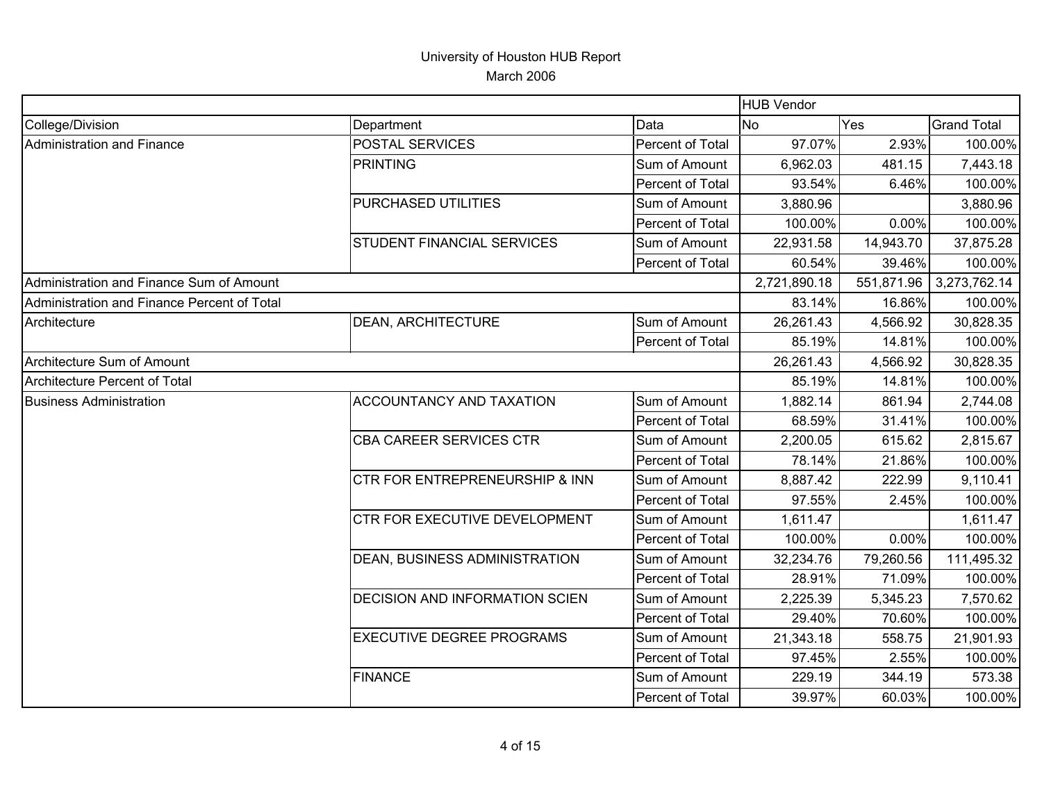# University of Houston HUB Report

March 2006

| | | | HUB Vendor | | |
|---|---|---|---|---|---|
| College/Division | Department | Data | No | Yes | Grand Total |
| Administration and Finance | POSTAL SERVICES | Percent of Total | 97.07% | 2.93% | 100.00% |
| | PRINTING | Sum of Amount | 6,962.03 | 481.15 | 7,443.18 |
| | | Percent of Total | 93.54% | 6.46% | 100.00% |
| | PURCHASED UTILITIES | Sum of Amount | 3,880.96 | | 3,880.96 |
| | | Percent of Total | 100.00% | 0.00% | 100.00% |
| | STUDENT FINANCIAL SERVICES | Sum of Amount | 22,931.58 | 14,943.70 | 37,875.28 |
| | | Percent of Total | 60.54% | 39.46% | 100.00% |
| Administration and Finance Sum of Amount | | | 2,721,890.18 | 551,871.96 | 3,273,762.14 |
| Administration and Finance Percent of Total | | | 83.14% | 16.86% | 100.00% |
| Architecture | DEAN, ARCHITECTURE | Sum of Amount | 26,261.43 | 4,566.92 | 30,828.35 |
| | | Percent of Total | 85.19% | 14.81% | 100.00% |
| Architecture Sum of Amount | | | 26,261.43 | 4,566.92 | 30,828.35 |
| Architecture Percent of Total | | | 85.19% | 14.81% | 100.00% |
| Business Administration | ACCOUNTANCY AND TAXATION | Sum of Amount | 1,882.14 | 861.94 | 2,744.08 |
| | | Percent of Total | 68.59% | 31.41% | 100.00% |
| | CBA CAREER SERVICES CTR | Sum of Amount | 2,200.05 | 615.62 | 2,815.67 |
| | | Percent of Total | 78.14% | 21.86% | 100.00% |
| | CTR FOR ENTREPRENEURSHIP & INN | Sum of Amount | 8,887.42 | 222.99 | 9,110.41 |
| | | Percent of Total | 97.55% | 2.45% | 100.00% |
| | CTR FOR EXECUTIVE DEVELOPMENT | Sum of Amount | 1,611.47 | | 1,611.47 |
| | | Percent of Total | 100.00% | 0.00% | 100.00% |
| | DEAN, BUSINESS ADMINISTRATION | Sum of Amount | 32,234.76 | 79,260.56 | 111,495.32 |
| | | Percent of Total | 28.91% | 71.09% | 100.00% |
| | DECISION AND INFORMATION SCIEN | Sum of Amount | 2,225.39 | 5,345.23 | 7,570.62 |
| | | Percent of Total | 29.40% | 70.60% | 100.00% |
| | EXECUTIVE DEGREE PROGRAMS | Sum of Amount | 21,343.18 | 558.75 | 21,901.93 |
| | | Percent of Total | 97.45% | 2.55% | 100.00% |
| | FINANCE | Sum of Amount | 229.19 | 344.19 | 573.38 |
| | | Percent of Total | 39.97% | 60.03% | 100.00% |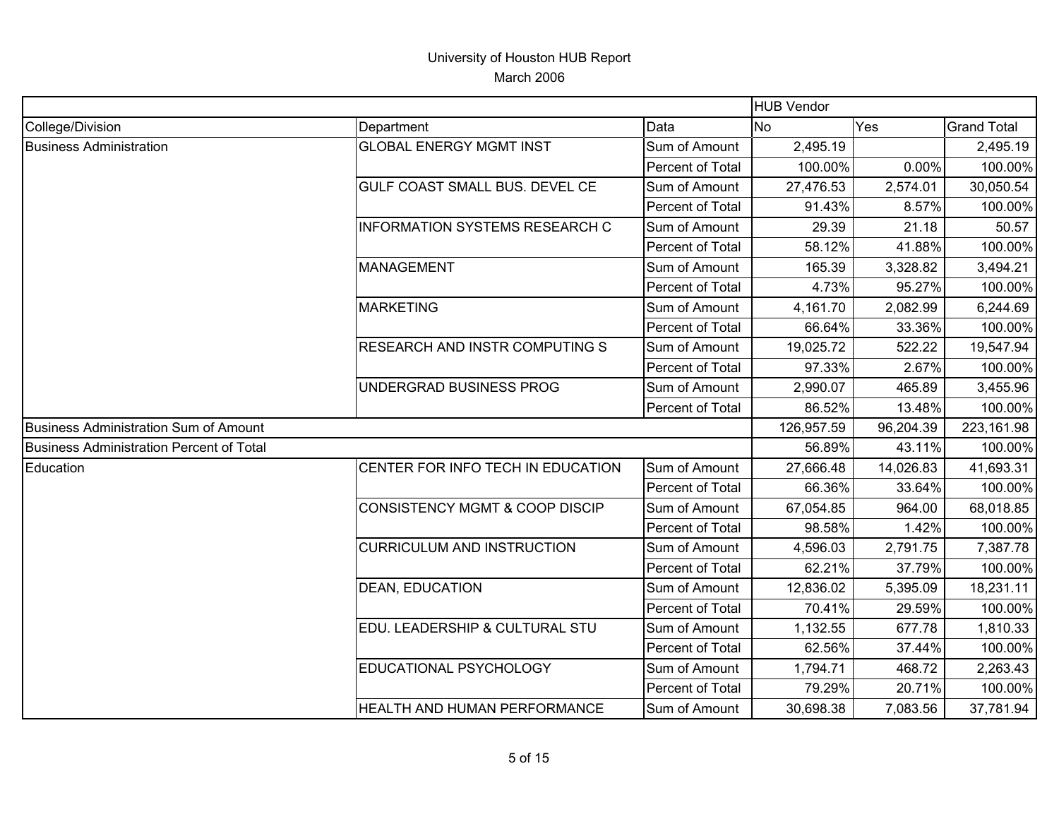University of Houston HUB Report
March 2006

| | | | HUB Vendor | | |
|---|---|---|---|---|---|
| College/Division | Department | Data | No | Yes | Grand Total |
| Business Administration | GLOBAL ENERGY MGMT INST | Sum of Amount | 2,495.19 | | 2,495.19 |
| | | Percent of Total | 100.00% | 0.00% | 100.00% |
| | GULF COAST SMALL BUS. DEVEL CE | Sum of Amount | 27,476.53 | 2,574.01 | 30,050.54 |
| | | Percent of Total | 91.43% | 8.57% | 100.00% |
| | INFORMATION SYSTEMS RESEARCH C | Sum of Amount | 29.39 | 21.18 | 50.57 |
| | | Percent of Total | 58.12% | 41.88% | 100.00% |
| | MANAGEMENT | Sum of Amount | 165.39 | 3,328.82 | 3,494.21 |
| | | Percent of Total | 4.73% | 95.27% | 100.00% |
| | MARKETING | Sum of Amount | 4,161.70 | 2,082.99 | 6,244.69 |
| | | Percent of Total | 66.64% | 33.36% | 100.00% |
| | RESEARCH AND INSTR COMPUTING S | Sum of Amount | 19,025.72 | 522.22 | 19,547.94 |
| | | Percent of Total | 97.33% | 2.67% | 100.00% |
| | UNDERGRAD BUSINESS PROG | Sum of Amount | 2,990.07 | 465.89 | 3,455.96 |
| | | Percent of Total | 86.52% | 13.48% | 100.00% |
| Business Administration Sum of Amount | | | 126,957.59 | 96,204.39 | 223,161.98 |
| Business Administration Percent of Total | | | 56.89% | 43.11% | 100.00% |
| Education | CENTER FOR INFO TECH IN EDUCATION | Sum of Amount | 27,666.48 | 14,026.83 | 41,693.31 |
| | | Percent of Total | 66.36% | 33.64% | 100.00% |
| | CONSISTENCY MGMT & COOP DISCIP | Sum of Amount | 67,054.85 | 964.00 | 68,018.85 |
| | | Percent of Total | 98.58% | 1.42% | 100.00% |
| | CURRICULUM AND INSTRUCTION | Sum of Amount | 4,596.03 | 2,791.75 | 7,387.78 |
| | | Percent of Total | 62.21% | 37.79% | 100.00% |
| | DEAN, EDUCATION | Sum of Amount | 12,836.02 | 5,395.09 | 18,231.11 |
| | | Percent of Total | 70.41% | 29.59% | 100.00% |
| | EDU. LEADERSHIP & CULTURAL STU | Sum of Amount | 1,132.55 | 677.78 | 1,810.33 |
| | | Percent of Total | 62.56% | 37.44% | 100.00% |
| | EDUCATIONAL PSYCHOLOGY | Sum of Amount | 1,794.71 | 468.72 | 2,263.43 |
| | | Percent of Total | 79.29% | 20.71% | 100.00% |
| | HEALTH AND HUMAN PERFORMANCE | Sum of Amount | 30,698.38 | 7,083.56 | 37,781.94 |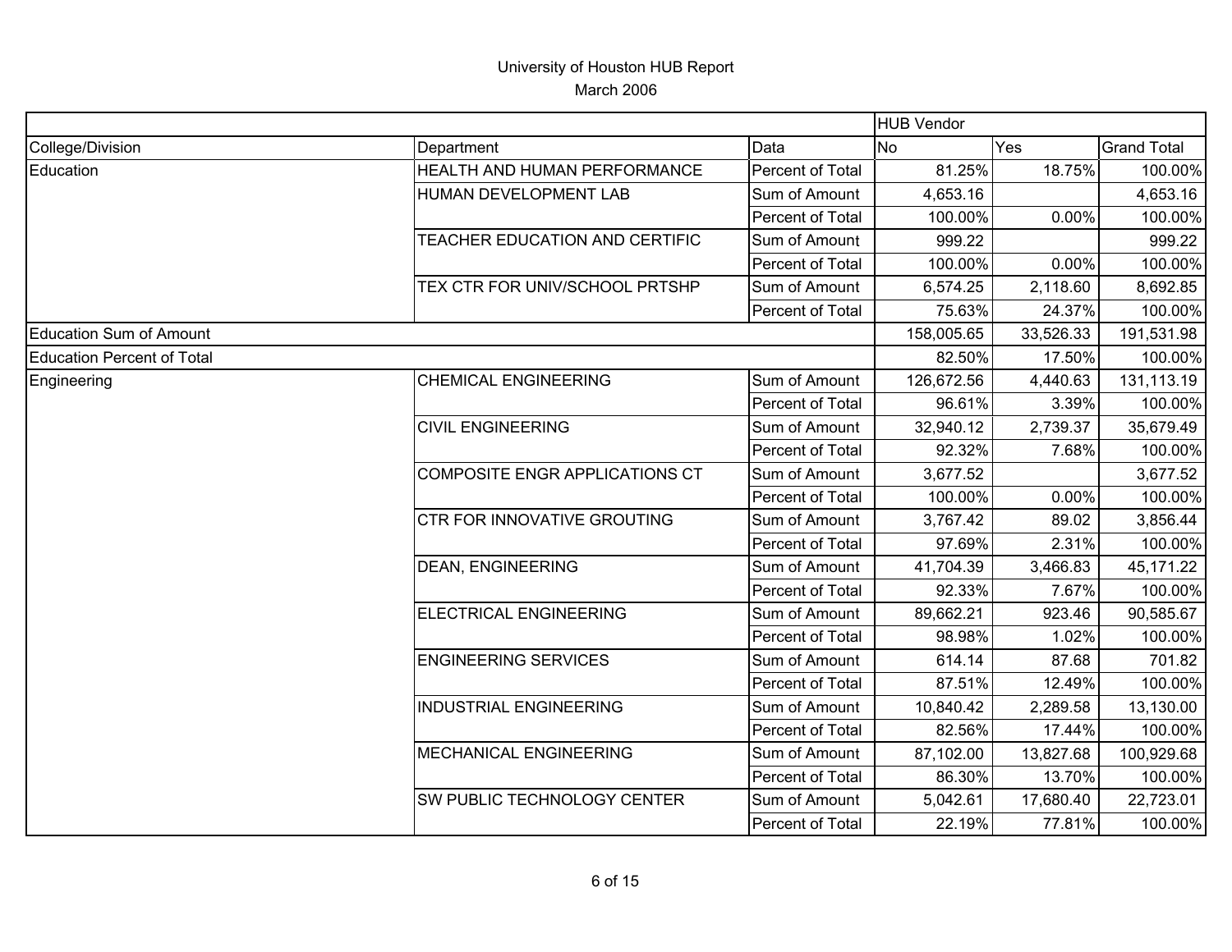# University of Houston HUB Report

March 2006

| | | | HUB Vendor | | |
|---|---|---|---|---|---|
| College/Division | Department | Data | No | Yes | Grand Total |
| Education | HEALTH AND HUMAN PERFORMANCE | Percent of Total | 81.25% | 18.75% | 100.00% |
| | HUMAN DEVELOPMENT LAB | Sum of Amount | 4,653.16 | | 4,653.16 |
| | | Percent of Total | 100.00% | 0.00% | 100.00% |
| | TEACHER EDUCATION AND CERTIFIC | Sum of Amount | 999.22 | | 999.22 |
| | | Percent of Total | 100.00% | 0.00% | 100.00% |
| | TEX CTR FOR UNIV/SCHOOL PRTSHP | Sum of Amount | 6,574.25 | 2,118.60 | 8,692.85 |
| | | Percent of Total | 75.63% | 24.37% | 100.00% |
| Education Sum of Amount | | | 158,005.65 | 33,526.33 | 191,531.98 |
| Education Percent of Total | | | 82.50% | 17.50% | 100.00% |
| Engineering | CHEMICAL ENGINEERING | Sum of Amount | 126,672.56 | 4,440.63 | 131,113.19 |
| | | Percent of Total | 96.61% | 3.39% | 100.00% |
| | CIVIL ENGINEERING | Sum of Amount | 32,940.12 | 2,739.37 | 35,679.49 |
| | | Percent of Total | 92.32% | 7.68% | 100.00% |
| | COMPOSITE ENGR APPLICATIONS CT | Sum of Amount | 3,677.52 | | 3,677.52 |
| | | Percent of Total | 100.00% | 0.00% | 100.00% |
| | CTR FOR INNOVATIVE GROUTING | Sum of Amount | 3,767.42 | 89.02 | 3,856.44 |
| | | Percent of Total | 97.69% | 2.31% | 100.00% |
| | DEAN, ENGINEERING | Sum of Amount | 41,704.39 | 3,466.83 | 45,171.22 |
| | | Percent of Total | 92.33% | 7.67% | 100.00% |
| | ELECTRICAL ENGINEERING | Sum of Amount | 89,662.21 | 923.46 | 90,585.67 |
| | | Percent of Total | 98.98% | 1.02% | 100.00% |
| | ENGINEERING SERVICES | Sum of Amount | 614.14 | 87.68 | 701.82 |
| | | Percent of Total | 87.51% | 12.49% | 100.00% |
| | INDUSTRIAL ENGINEERING | Sum of Amount | 10,840.42 | 2,289.58 | 13,130.00 |
| | | Percent of Total | 82.56% | 17.44% | 100.00% |
| | MECHANICAL ENGINEERING | Sum of Amount | 87,102.00 | 13,827.68 | 100,929.68 |
| | | Percent of Total | 86.30% | 13.70% | 100.00% |
| | SW PUBLIC TECHNOLOGY CENTER | Sum of Amount | 5,042.61 | 17,680.40 | 22,723.01 |
| | | Percent of Total | 22.19% | 77.81% | 100.00% |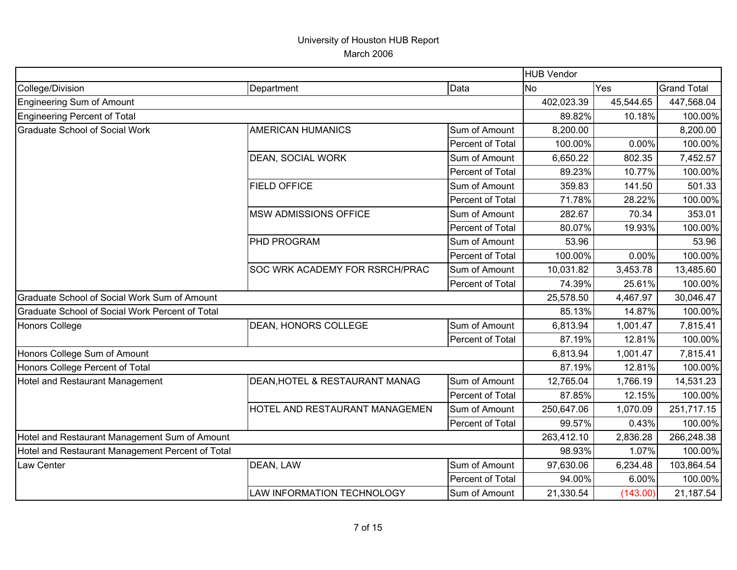# University of Houston HUB Report

March 2006

| | | | HUB Vendor | | |
|---|---|---|---|---|---|
| College/Division | Department | Data | No | Yes | Grand Total |
| Engineering Sum of Amount | | | 402,023.39 | 45,544.65 | 447,568.04 |
| Engineering Percent of Total | | | 89.82% | 10.18% | 100.00% |
| Graduate School of Social Work | AMERICAN HUMANICS | Sum of Amount | 8,200.00 | | 8,200.00 |
| | | Percent of Total | 100.00% | 0.00% | 100.00% |
| | DEAN, SOCIAL WORK | Sum of Amount | 6,650.22 | 802.35 | 7,452.57 |
| | | Percent of Total | 89.23% | 10.77% | 100.00% |
| | FIELD OFFICE | Sum of Amount | 359.83 | 141.50 | 501.33 |
| | | Percent of Total | 71.78% | 28.22% | 100.00% |
| | MSW ADMISSIONS OFFICE | Sum of Amount | 282.67 | 70.34 | 353.01 |
| | | Percent of Total | 80.07% | 19.93% | 100.00% |
| | PHD PROGRAM | Sum of Amount | 53.96 | | 53.96 |
| | | Percent of Total | 100.00% | 0.00% | 100.00% |
| | SOC WRK ACADEMY FOR RSRCH/PRAC | Sum of Amount | 10,031.82 | 3,453.78 | 13,485.60 |
| | | Percent of Total | 74.39% | 25.61% | 100.00% |
| Graduate School of Social Work Sum of Amount | | | 25,578.50 | 4,467.97 | 30,046.47 |
| Graduate School of Social Work Percent of Total | | | 85.13% | 14.87% | 100.00% |
| Honors College | DEAN, HONORS COLLEGE | Sum of Amount | 6,813.94 | 1,001.47 | 7,815.41 |
| | | Percent of Total | 87.19% | 12.81% | 100.00% |
| Honors College Sum of Amount | | | 6,813.94 | 1,001.47 | 7,815.41 |
| Honors College Percent of Total | | | 87.19% | 12.81% | 100.00% |
| Hotel and Restaurant Management | DEAN,HOTEL & RESTAURANT MANAG | Sum of Amount | 12,765.04 | 1,766.19 | 14,531.23 |
| | | Percent of Total | 87.85% | 12.15% | 100.00% |
| | HOTEL AND RESTAURANT MANAGEMEN | Sum of Amount | 250,647.06 | 1,070.09 | 251,717.15 |
| | | Percent of Total | 99.57% | 0.43% | 100.00% |
| Hotel and Restaurant Management Sum of Amount | | | 263,412.10 | 2,836.28 | 266,248.38 |
| Hotel and Restaurant Management Percent of Total | | | 98.93% | 1.07% | 100.00% |
| Law Center | DEAN, LAW | Sum of Amount | 97,630.06 | 6,234.48 | 103,864.54 |
| | | Percent of Total | 94.00% | 6.00% | 100.00% |
| | LAW INFORMATION TECHNOLOGY | Sum of Amount | 21,330.54 | (143.00) | 21,187.54 |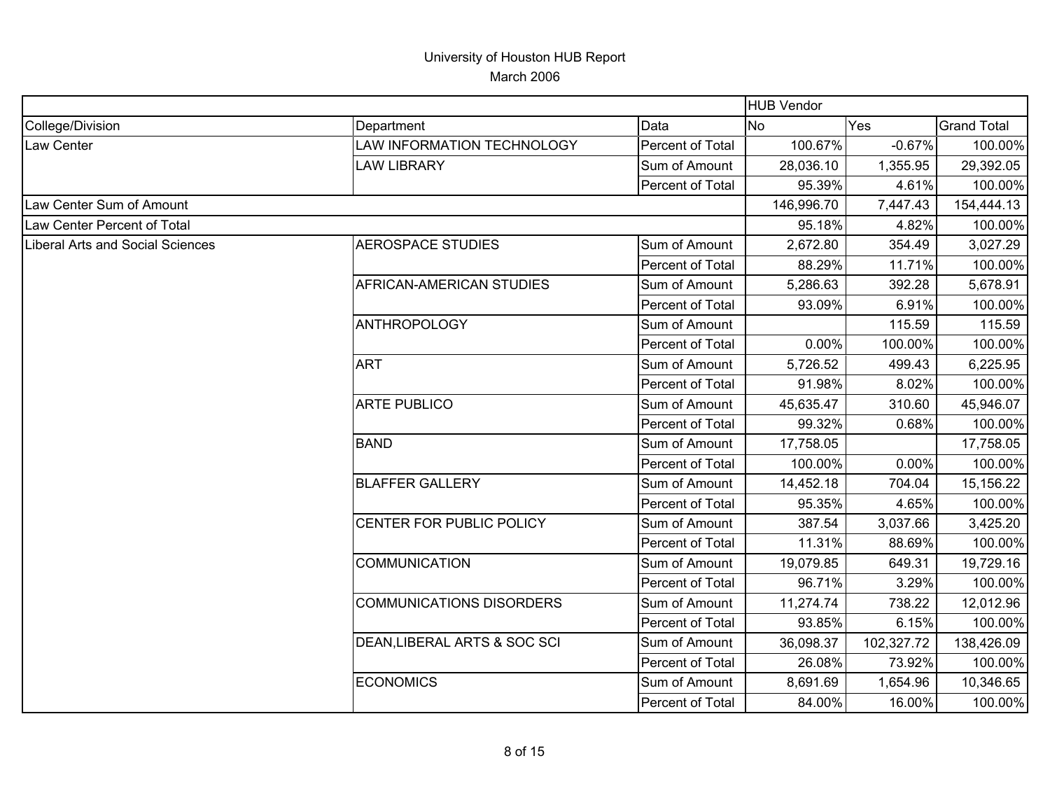University of Houston HUB Report
March 2006

| | | | HUB Vendor | | |
|---|---|---|---|---|---|
| College/Division | Department | Data | No | Yes | Grand Total |
| Law Center | LAW INFORMATION TECHNOLOGY | Percent of Total | 100.67% | -0.67% | 100.00% |
| | LAW LIBRARY | Sum of Amount | 28,036.10 | 1,355.95 | 29,392.05 |
| | | Percent of Total | 95.39% | 4.61% | 100.00% |
| Law Center Sum of Amount | | | 146,996.70 | 7,447.43 | 154,444.13 |
| Law Center Percent of Total | | | 95.18% | 4.82% | 100.00% |
| Liberal Arts and Social Sciences | AEROSPACE STUDIES | Sum of Amount | 2,672.80 | 354.49 | 3,027.29 |
| | | Percent of Total | 88.29% | 11.71% | 100.00% |
| | AFRICAN-AMERICAN STUDIES | Sum of Amount | 5,286.63 | 392.28 | 5,678.91 |
| | | Percent of Total | 93.09% | 6.91% | 100.00% |
| | ANTHROPOLOGY | Sum of Amount | | 115.59 | 115.59 |
| | | Percent of Total | 0.00% | 100.00% | 100.00% |
| | ART | Sum of Amount | 5,726.52 | 499.43 | 6,225.95 |
| | | Percent of Total | 91.98% | 8.02% | 100.00% |
| | ARTE PUBLICO | Sum of Amount | 45,635.47 | 310.60 | 45,946.07 |
| | | Percent of Total | 99.32% | 0.68% | 100.00% |
| | BAND | Sum of Amount | 17,758.05 | | 17,758.05 |
| | | Percent of Total | 100.00% | 0.00% | 100.00% |
| | BLAFFER GALLERY | Sum of Amount | 14,452.18 | 704.04 | 15,156.22 |
| | | Percent of Total | 95.35% | 4.65% | 100.00% |
| | CENTER FOR PUBLIC POLICY | Sum of Amount | 387.54 | 3,037.66 | 3,425.20 |
| | | Percent of Total | 11.31% | 88.69% | 100.00% |
| | COMMUNICATION | Sum of Amount | 19,079.85 | 649.31 | 19,729.16 |
| | | Percent of Total | 96.71% | 3.29% | 100.00% |
| | COMMUNICATIONS DISORDERS | Sum of Amount | 11,274.74 | 738.22 | 12,012.96 |
| | | Percent of Total | 93.85% | 6.15% | 100.00% |
| | DEAN,LIBERAL ARTS & SOC SCI | Sum of Amount | 36,098.37 | 102,327.72 | 138,426.09 |
| | | Percent of Total | 26.08% | 73.92% | 100.00% |
| | ECONOMICS | Sum of Amount | 8,691.69 | 1,654.96 | 10,346.65 |
| | | Percent of Total | 84.00% | 16.00% | 100.00% |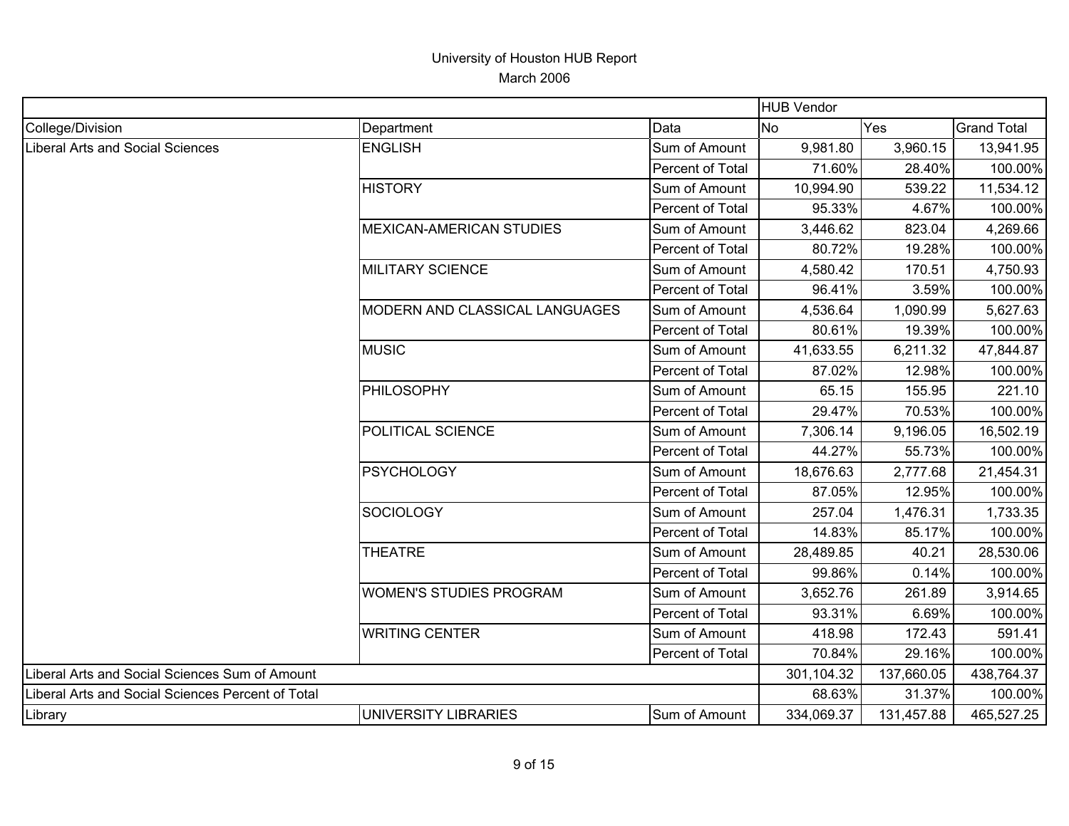# University of Houston HUB Report

March 2006

| | | | HUB Vendor | | |
|---|---|---|---|---|---|
| College/Division | Department | Data | No | Yes | Grand Total |
| Liberal Arts and Social Sciences | ENGLISH | Sum of Amount | 9,981.80 | 3,960.15 | 13,941.95 |
| | | Percent of Total | 71.60% | 28.40% | 100.00% |
| | HISTORY | Sum of Amount | 10,994.90 | 539.22 | 11,534.12 |
| | | Percent of Total | 95.33% | 4.67% | 100.00% |
| | MEXICAN-AMERICAN STUDIES | Sum of Amount | 3,446.62 | 823.04 | 4,269.66 |
| | | Percent of Total | 80.72% | 19.28% | 100.00% |
| | MILITARY SCIENCE | Sum of Amount | 4,580.42 | 170.51 | 4,750.93 |
| | | Percent of Total | 96.41% | 3.59% | 100.00% |
| | MODERN AND CLASSICAL LANGUAGES | Sum of Amount | 4,536.64 | 1,090.99 | 5,627.63 |
| | | Percent of Total | 80.61% | 19.39% | 100.00% |
| | MUSIC | Sum of Amount | 41,633.55 | 6,211.32 | 47,844.87 |
| | | Percent of Total | 87.02% | 12.98% | 100.00% |
| | PHILOSOPHY | Sum of Amount | 65.15 | 155.95 | 221.10 |
| | | Percent of Total | 29.47% | 70.53% | 100.00% |
| | POLITICAL SCIENCE | Sum of Amount | 7,306.14 | 9,196.05 | 16,502.19 |
| | | Percent of Total | 44.27% | 55.73% | 100.00% |
| | PSYCHOLOGY | Sum of Amount | 18,676.63 | 2,777.68 | 21,454.31 |
| | | Percent of Total | 87.05% | 12.95% | 100.00% |
| | SOCIOLOGY | Sum of Amount | 257.04 | 1,476.31 | 1,733.35 |
| | | Percent of Total | 14.83% | 85.17% | 100.00% |
| | THEATRE | Sum of Amount | 28,489.85 | 40.21 | 28,530.06 |
| | | Percent of Total | 99.86% | 0.14% | 100.00% |
| | WOMEN'S STUDIES PROGRAM | Sum of Amount | 3,652.76 | 261.89 | 3,914.65 |
| | | Percent of Total | 93.31% | 6.69% | 100.00% |
| | WRITING CENTER | Sum of Amount | 418.98 | 172.43 | 591.41 |
| | | Percent of Total | 70.84% | 29.16% | 100.00% |
| Liberal Arts and Social Sciences Sum of Amount | | | 301,104.32 | 137,660.05 | 438,764.37 |
| Liberal Arts and Social Sciences Percent of Total | | | 68.63% | 31.37% | 100.00% |
| Library | UNIVERSITY LIBRARIES | Sum of Amount | 334,069.37 | 131,457.88 | 465,527.25 |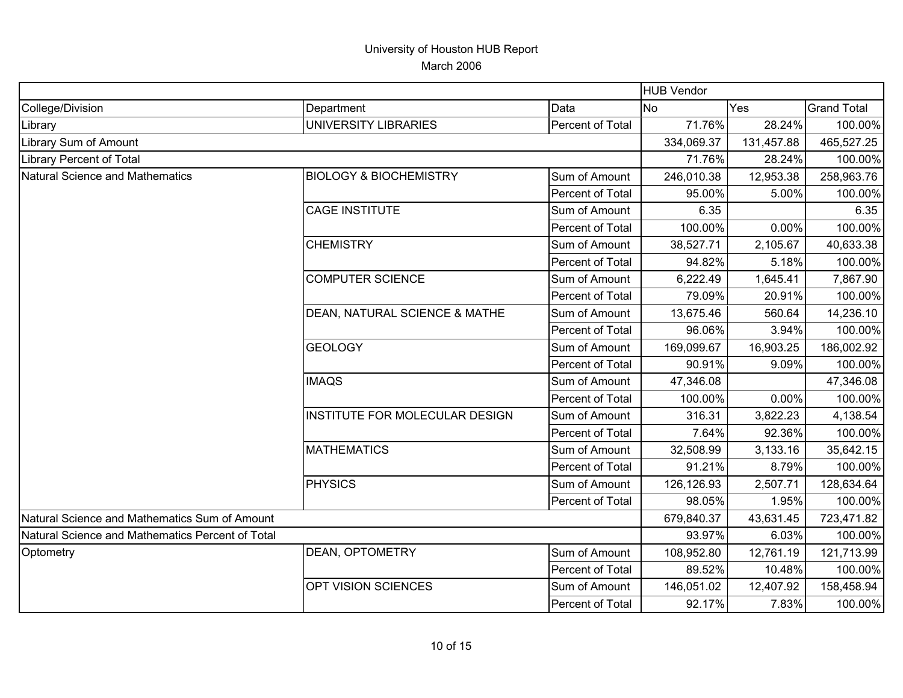# University of Houston HUB Report

March 2006

| | | | HUB Vendor | | |
|---|---|---|---|---|---|
| College/Division | Department | Data | No | Yes | Grand Total |
| Library | UNIVERSITY LIBRARIES | Percent of Total | 71.76% | 28.24% | 100.00% |
| Library Sum of Amount | | | 334,069.37 | 131,457.88 | 465,527.25 |
| Library Percent of Total | | | 71.76% | 28.24% | 100.00% |
| Natural Science and Mathematics | BIOLOGY & BIOCHEMISTRY | Sum of Amount | 246,010.38 | 12,953.38 | 258,963.76 |
| | | Percent of Total | 95.00% | 5.00% | 100.00% |
| | CAGE INSTITUTE | Sum of Amount | 6.35 | | 6.35 |
| | | Percent of Total | 100.00% | 0.00% | 100.00% |
| | CHEMISTRY | Sum of Amount | 38,527.71 | 2,105.67 | 40,633.38 |
| | | Percent of Total | 94.82% | 5.18% | 100.00% |
| | COMPUTER SCIENCE | Sum of Amount | 6,222.49 | 1,645.41 | 7,867.90 |
| | | Percent of Total | 79.09% | 20.91% | 100.00% |
| | DEAN, NATURAL SCIENCE & MATHE | Sum of Amount | 13,675.46 | 560.64 | 14,236.10 |
| | | Percent of Total | 96.06% | 3.94% | 100.00% |
| | GEOLOGY | Sum of Amount | 169,099.67 | 16,903.25 | 186,002.92 |
| | | Percent of Total | 90.91% | 9.09% | 100.00% |
| | IMAQS | Sum of Amount | 47,346.08 | | 47,346.08 |
| | | Percent of Total | 100.00% | 0.00% | 100.00% |
| | INSTITUTE FOR MOLECULAR DESIGN | Sum of Amount | 316.31 | 3,822.23 | 4,138.54 |
| | | Percent of Total | 7.64% | 92.36% | 100.00% |
| | MATHEMATICS | Sum of Amount | 32,508.99 | 3,133.16 | 35,642.15 |
| | | Percent of Total | 91.21% | 8.79% | 100.00% |
| | PHYSICS | Sum of Amount | 126,126.93 | 2,507.71 | 128,634.64 |
| | | Percent of Total | 98.05% | 1.95% | 100.00% |
| Natural Science and Mathematics Sum of Amount | | | 679,840.37 | 43,631.45 | 723,471.82 |
| Natural Science and Mathematics Percent of Total | | | 93.97% | 6.03% | 100.00% |
| Optometry | DEAN, OPTOMETRY | Sum of Amount | 108,952.80 | 12,761.19 | 121,713.99 |
| | | Percent of Total | 89.52% | 10.48% | 100.00% |
| | OPT VISION SCIENCES | Sum of Amount | 146,051.02 | 12,407.92 | 158,458.94 |
| | | Percent of Total | 92.17% | 7.83% | 100.00% |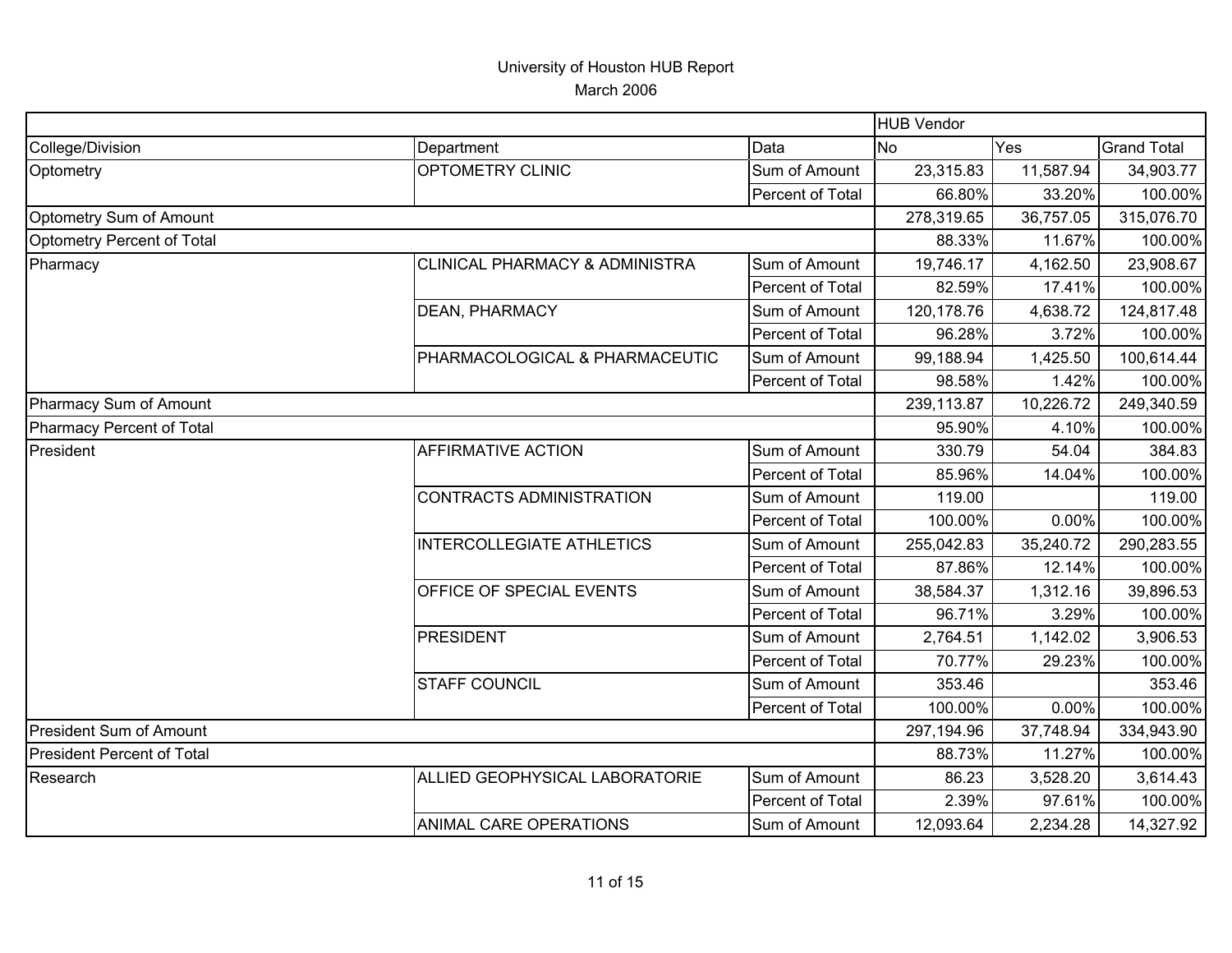# University of Houston HUB Report

March 2006

| | | | HUB Vendor | | |
|---|---|---|---|---|---|
| College/Division | Department | Data | No | Yes | Grand Total |
| Optometry | OPTOMETRY CLINIC | Sum of Amount | 23,315.83 | 11,587.94 | 34,903.77 |
| | | Percent of Total | 66.80% | 33.20% | 100.00% |
| Optometry Sum of Amount | | | 278,319.65 | 36,757.05 | 315,076.70 |
| Optometry Percent of Total | | | 88.33% | 11.67% | 100.00% |
| Pharmacy | CLINICAL PHARMACY & ADMINISTRA | Sum of Amount | 19,746.17 | 4,162.50 | 23,908.67 |
| | | Percent of Total | 82.59% | 17.41% | 100.00% |
| | DEAN, PHARMACY | Sum of Amount | 120,178.76 | 4,638.72 | 124,817.48 |
| | | Percent of Total | 96.28% | 3.72% | 100.00% |
| | PHARMACOLOGICAL & PHARMACEUTIC | Sum of Amount | 99,188.94 | 1,425.50 | 100,614.44 |
| | | Percent of Total | 98.58% | 1.42% | 100.00% |
| Pharmacy Sum of Amount | | | 239,113.87 | 10,226.72 | 249,340.59 |
| Pharmacy Percent of Total | | | 95.90% | 4.10% | 100.00% |
| President | AFFIRMATIVE ACTION | Sum of Amount | 330.79 | 54.04 | 384.83 |
| | | Percent of Total | 85.96% | 14.04% | 100.00% |
| | CONTRACTS ADMINISTRATION | Sum of Amount | 119.00 | | 119.00 |
| | | Percent of Total | 100.00% | 0.00% | 100.00% |
| | INTERCOLLEGIATE ATHLETICS | Sum of Amount | 255,042.83 | 35,240.72 | 290,283.55 |
| | | Percent of Total | 87.86% | 12.14% | 100.00% |
| | OFFICE OF SPECIAL EVENTS | Sum of Amount | 38,584.37 | 1,312.16 | 39,896.53 |
| | | Percent of Total | 96.71% | 3.29% | 100.00% |
| | PRESIDENT | Sum of Amount | 2,764.51 | 1,142.02 | 3,906.53 |
| | | Percent of Total | 70.77% | 29.23% | 100.00% |
| | STAFF COUNCIL | Sum of Amount | 353.46 | | 353.46 |
| | | Percent of Total | 100.00% | 0.00% | 100.00% |
| President Sum of Amount | | | 297,194.96 | 37,748.94 | 334,943.90 |
| President Percent of Total | | | 88.73% | 11.27% | 100.00% |
| Research | ALLIED GEOPHYSICAL LABORATORIE | Sum of Amount | 86.23 | 3,528.20 | 3,614.43 |
| | | Percent of Total | 2.39% | 97.61% | 100.00% |
| | ANIMAL CARE OPERATIONS | Sum of Amount | 12,093.64 | 2,234.28 | 14,327.92 |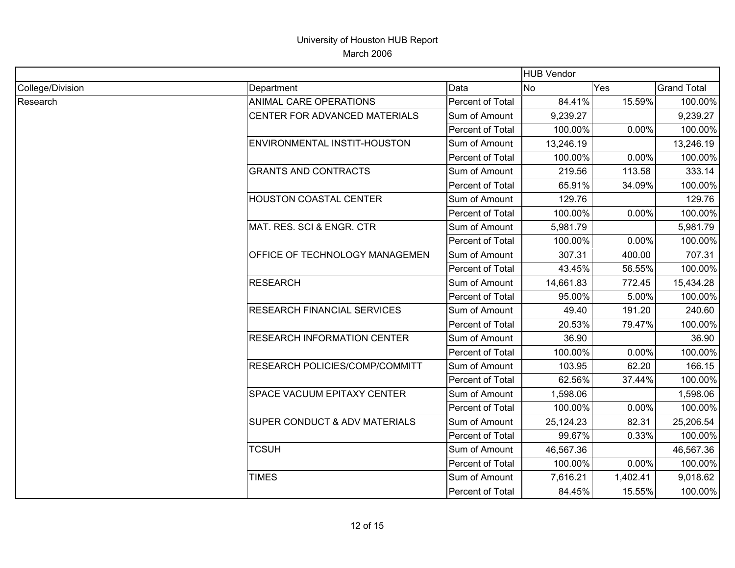# University of Houston HUB Report

## March 2006

| | | | HUB Vendor | | |
|---|---|---|---|---|---|
| College/Division | Department | Data | No | Yes | Grand Total |
| Research | ANIMAL CARE OPERATIONS | Percent of Total | 84.41% | 15.59% | 100.00% |
| | CENTER FOR ADVANCED MATERIALS | Sum of Amount | 9,239.27 | | 9,239.27 |
| | | Percent of Total | 100.00% | 0.00% | 100.00% |
| | ENVIRONMENTAL INSTIT-HOUSTON | Sum of Amount | 13,246.19 | | 13,246.19 |
| | | Percent of Total | 100.00% | 0.00% | 100.00% |
| | GRANTS AND CONTRACTS | Sum of Amount | 219.56 | 113.58 | 333.14 |
| | | Percent of Total | 65.91% | 34.09% | 100.00% |
| | HOUSTON COASTAL CENTER | Sum of Amount | 129.76 | | 129.76 |
| | | Percent of Total | 100.00% | 0.00% | 100.00% |
| | MAT. RES. SCI & ENGR. CTR | Sum of Amount | 5,981.79 | | 5,981.79 |
| | | Percent of Total | 100.00% | 0.00% | 100.00% |
| | OFFICE OF TECHNOLOGY MANAGEMEN | Sum of Amount | 307.31 | 400.00 | 707.31 |
| | | Percent of Total | 43.45% | 56.55% | 100.00% |
| | RESEARCH | Sum of Amount | 14,661.83 | 772.45 | 15,434.28 |
| | | Percent of Total | 95.00% | 5.00% | 100.00% |
| | RESEARCH FINANCIAL SERVICES | Sum of Amount | 49.40 | 191.20 | 240.60 |
| | | Percent of Total | 20.53% | 79.47% | 100.00% |
| | RESEARCH INFORMATION CENTER | Sum of Amount | 36.90 | | 36.90 |
| | | Percent of Total | 100.00% | 0.00% | 100.00% |
| | RESEARCH POLICIES/COMP/COMMITT | Sum of Amount | 103.95 | 62.20 | 166.15 |
| | | Percent of Total | 62.56% | 37.44% | 100.00% |
| | SPACE VACUUM EPITAXY CENTER | Sum of Amount | 1,598.06 | | 1,598.06 |
| | | Percent of Total | 100.00% | 0.00% | 100.00% |
| | SUPER CONDUCT & ADV MATERIALS | Sum of Amount | 25,124.23 | 82.31 | 25,206.54 |
| | | Percent of Total | 99.67% | 0.33% | 100.00% |
| | TCSUH | Sum of Amount | 46,567.36 | | 46,567.36 |
| | | Percent of Total | 100.00% | 0.00% | 100.00% |
| | TIMES | Sum of Amount | 7,616.21 | 1,402.41 | 9,018.62 |
| | | Percent of Total | 84.45% | 15.55% | 100.00% |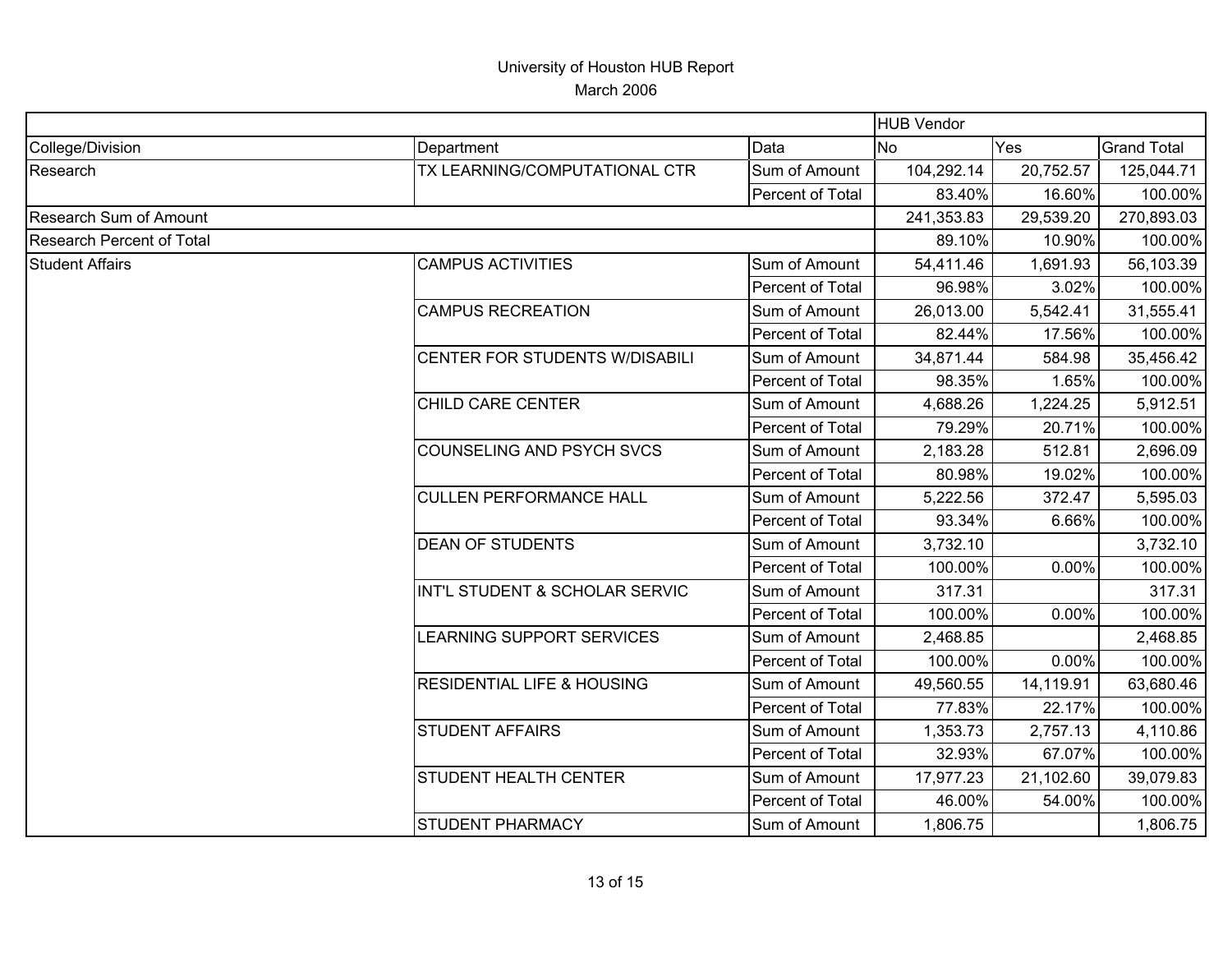University of Houston HUB Report

March 2006

| | | | HUB Vendor | | |
|---|---|---|---|---|---|
| College/Division | Department | Data | No | Yes | Grand Total |
| Research | TX LEARNING/COMPUTATIONAL CTR | Sum of Amount | 104,292.14 | 20,752.57 | 125,044.71 |
| | | Percent of Total | 83.40% | 16.60% | 100.00% |
| Research Sum of Amount | | | 241,353.83 | 29,539.20 | 270,893.03 |
| Research Percent of Total | | | 89.10% | 10.90% | 100.00% |
| Student Affairs | CAMPUS ACTIVITIES | Sum of Amount | 54,411.46 | 1,691.93 | 56,103.39 |
| | | Percent of Total | 96.98% | 3.02% | 100.00% |
| | CAMPUS RECREATION | Sum of Amount | 26,013.00 | 5,542.41 | 31,555.41 |
| | | Percent of Total | 82.44% | 17.56% | 100.00% |
| | CENTER FOR STUDENTS W/DISABILI | Sum of Amount | 34,871.44 | 584.98 | 35,456.42 |
| | | Percent of Total | 98.35% | 1.65% | 100.00% |
| | CHILD CARE CENTER | Sum of Amount | 4,688.26 | 1,224.25 | 5,912.51 |
| | | Percent of Total | 79.29% | 20.71% | 100.00% |
| | COUNSELING AND PSYCH SVCS | Sum of Amount | 2,183.28 | 512.81 | 2,696.09 |
| | | Percent of Total | 80.98% | 19.02% | 100.00% |
| | CULLEN PERFORMANCE HALL | Sum of Amount | 5,222.56 | 372.47 | 5,595.03 |
| | | Percent of Total | 93.34% | 6.66% | 100.00% |
| | DEAN OF STUDENTS | Sum of Amount | 3,732.10 | | 3,732.10 |
| | | Percent of Total | 100.00% | 0.00% | 100.00% |
| | INT'L STUDENT & SCHOLAR SERVIC | Sum of Amount | 317.31 | | 317.31 |
| | | Percent of Total | 100.00% | 0.00% | 100.00% |
| | LEARNING SUPPORT SERVICES | Sum of Amount | 2,468.85 | | 2,468.85 |
| | | Percent of Total | 100.00% | 0.00% | 100.00% |
| | RESIDENTIAL LIFE & HOUSING | Sum of Amount | 49,560.55 | 14,119.91 | 63,680.46 |
| | | Percent of Total | 77.83% | 22.17% | 100.00% |
| | STUDENT AFFAIRS | Sum of Amount | 1,353.73 | 2,757.13 | 4,110.86 |
| | | Percent of Total | 32.93% | 67.07% | 100.00% |
| | STUDENT HEALTH CENTER | Sum of Amount | 17,977.23 | 21,102.60 | 39,079.83 |
| | | Percent of Total | 46.00% | 54.00% | 100.00% |
| | STUDENT PHARMACY | Sum of Amount | 1,806.75 | | 1,806.75 |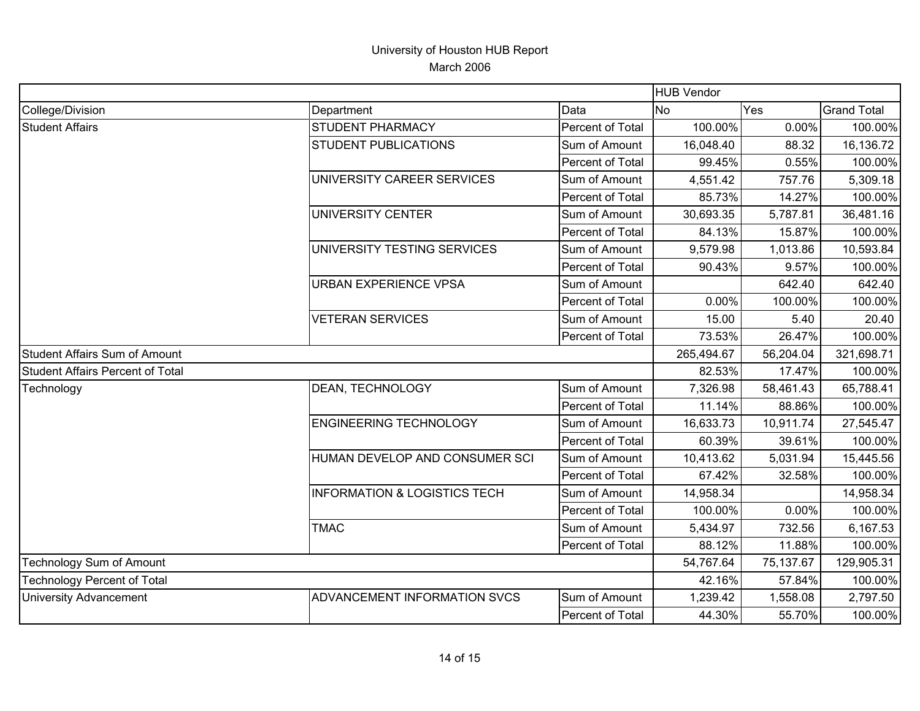University of Houston HUB Report
March 2006

| | | | HUB Vendor | | |
|---|---|---|---|---|---|
| College/Division | Department | Data | No | Yes | Grand Total |
| Student Affairs | STUDENT PHARMACY | Percent of Total | 100.00% | 0.00% | 100.00% |
| | STUDENT PUBLICATIONS | Sum of Amount | 16,048.40 | 88.32 | 16,136.72 |
| | | Percent of Total | 99.45% | 0.55% | 100.00% |
| | UNIVERSITY CAREER SERVICES | Sum of Amount | 4,551.42 | 757.76 | 5,309.18 |
| | | Percent of Total | 85.73% | 14.27% | 100.00% |
| | UNIVERSITY CENTER | Sum of Amount | 30,693.35 | 5,787.81 | 36,481.16 |
| | | Percent of Total | 84.13% | 15.87% | 100.00% |
| | UNIVERSITY TESTING SERVICES | Sum of Amount | 9,579.98 | 1,013.86 | 10,593.84 |
| | | Percent of Total | 90.43% | 9.57% | 100.00% |
| | URBAN EXPERIENCE VPSA | Sum of Amount | | 642.40 | 642.40 |
| | | Percent of Total | 0.00% | 100.00% | 100.00% |
| | VETERAN SERVICES | Sum of Amount | 15.00 | 5.40 | 20.40 |
| | | Percent of Total | 73.53% | 26.47% | 100.00% |
| Student Affairs Sum of Amount | | | 265,494.67 | 56,204.04 | 321,698.71 |
| Student Affairs Percent of Total | | | 82.53% | 17.47% | 100.00% |
| Technology | DEAN, TECHNOLOGY | Sum of Amount | 7,326.98 | 58,461.43 | 65,788.41 |
| | | Percent of Total | 11.14% | 88.86% | 100.00% |
| | ENGINEERING TECHNOLOGY | Sum of Amount | 16,633.73 | 10,911.74 | 27,545.47 |
| | | Percent of Total | 60.39% | 39.61% | 100.00% |
| | HUMAN DEVELOP AND CONSUMER SCI | Sum of Amount | 10,413.62 | 5,031.94 | 15,445.56 |
| | | Percent of Total | 67.42% | 32.58% | 100.00% |
| | INFORMATION & LOGISTICS TECH | Sum of Amount | 14,958.34 | | 14,958.34 |
| | | Percent of Total | 100.00% | 0.00% | 100.00% |
| | TMAC | Sum of Amount | 5,434.97 | 732.56 | 6,167.53 |
| | | Percent of Total | 88.12% | 11.88% | 100.00% |
| Technology Sum of Amount | | | 54,767.64 | 75,137.67 | 129,905.31 |
| Technology Percent of Total | | | 42.16% | 57.84% | 100.00% |
| University Advancement | ADVANCEMENT INFORMATION SVCS | Sum of Amount | 1,239.42 | 1,558.08 | 2,797.50 |
| | | Percent of Total | 44.30% | 55.70% | 100.00% |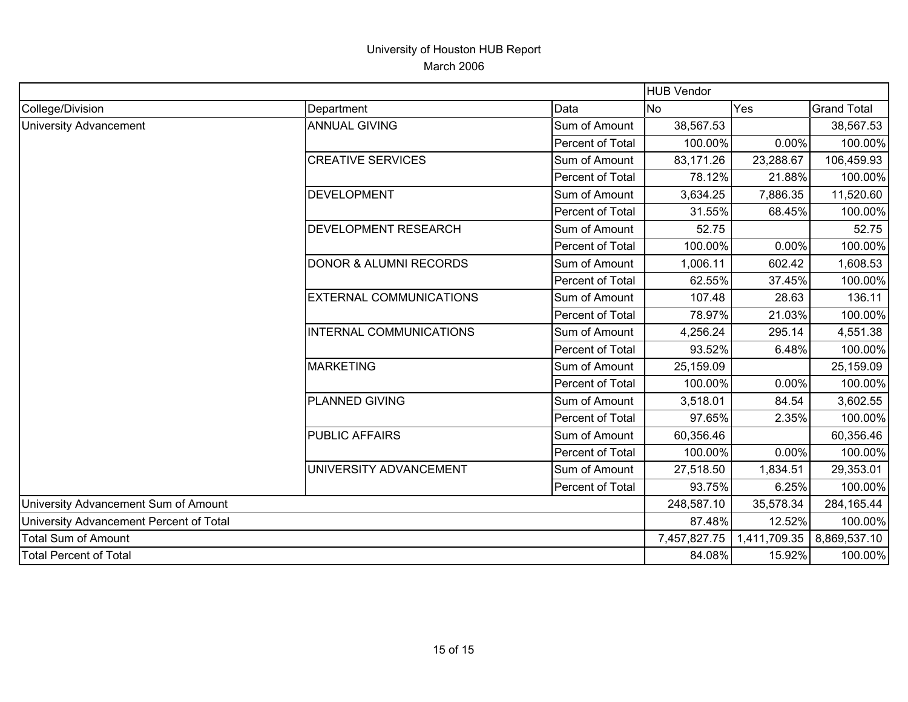University of Houston HUB Report
March 2006

| | | | HUB Vendor | | |
|---|---|---|---|---|---|
| College/Division | Department | Data | No | Yes | Grand Total |
| University Advancement | ANNUAL GIVING | Sum of Amount | 38,567.53 | | 38,567.53 |
| | | Percent of Total | 100.00% | 0.00% | 100.00% |
| | CREATIVE SERVICES | Sum of Amount | 83,171.26 | 23,288.67 | 106,459.93 |
| | | Percent of Total | 78.12% | 21.88% | 100.00% |
| | DEVELOPMENT | Sum of Amount | 3,634.25 | 7,886.35 | 11,520.60 |
| | | Percent of Total | 31.55% | 68.45% | 100.00% |
| | DEVELOPMENT RESEARCH | Sum of Amount | 52.75 | | 52.75 |
| | | Percent of Total | 100.00% | 0.00% | 100.00% |
| | DONOR & ALUMNI RECORDS | Sum of Amount | 1,006.11 | 602.42 | 1,608.53 |
| | | Percent of Total | 62.55% | 37.45% | 100.00% |
| | EXTERNAL COMMUNICATIONS | Sum of Amount | 107.48 | 28.63 | 136.11 |
| | | Percent of Total | 78.97% | 21.03% | 100.00% |
| | INTERNAL COMMUNICATIONS | Sum of Amount | 4,256.24 | 295.14 | 4,551.38 |
| | | Percent of Total | 93.52% | 6.48% | 100.00% |
| | MARKETING | Sum of Amount | 25,159.09 | | 25,159.09 |
| | | Percent of Total | 100.00% | 0.00% | 100.00% |
| | PLANNED GIVING | Sum of Amount | 3,518.01 | 84.54 | 3,602.55 |
| | | Percent of Total | 97.65% | 2.35% | 100.00% |
| | PUBLIC AFFAIRS | Sum of Amount | 60,356.46 | | 60,356.46 |
| | | Percent of Total | 100.00% | 0.00% | 100.00% |
| | UNIVERSITY ADVANCEMENT | Sum of Amount | 27,518.50 | 1,834.51 | 29,353.01 |
| | | Percent of Total | 93.75% | 6.25% | 100.00% |
| University Advancement Sum of Amount | | | 248,587.10 | 35,578.34 | 284,165.44 |
| University Advancement Percent of Total | | | 87.48% | 12.52% | 100.00% |
| Total Sum of Amount | | | 7,457,827.75 | 1,411,709.35 | 8,869,537.10 |
| Total Percent of Total | | | 84.08% | 15.92% | 100.00% |